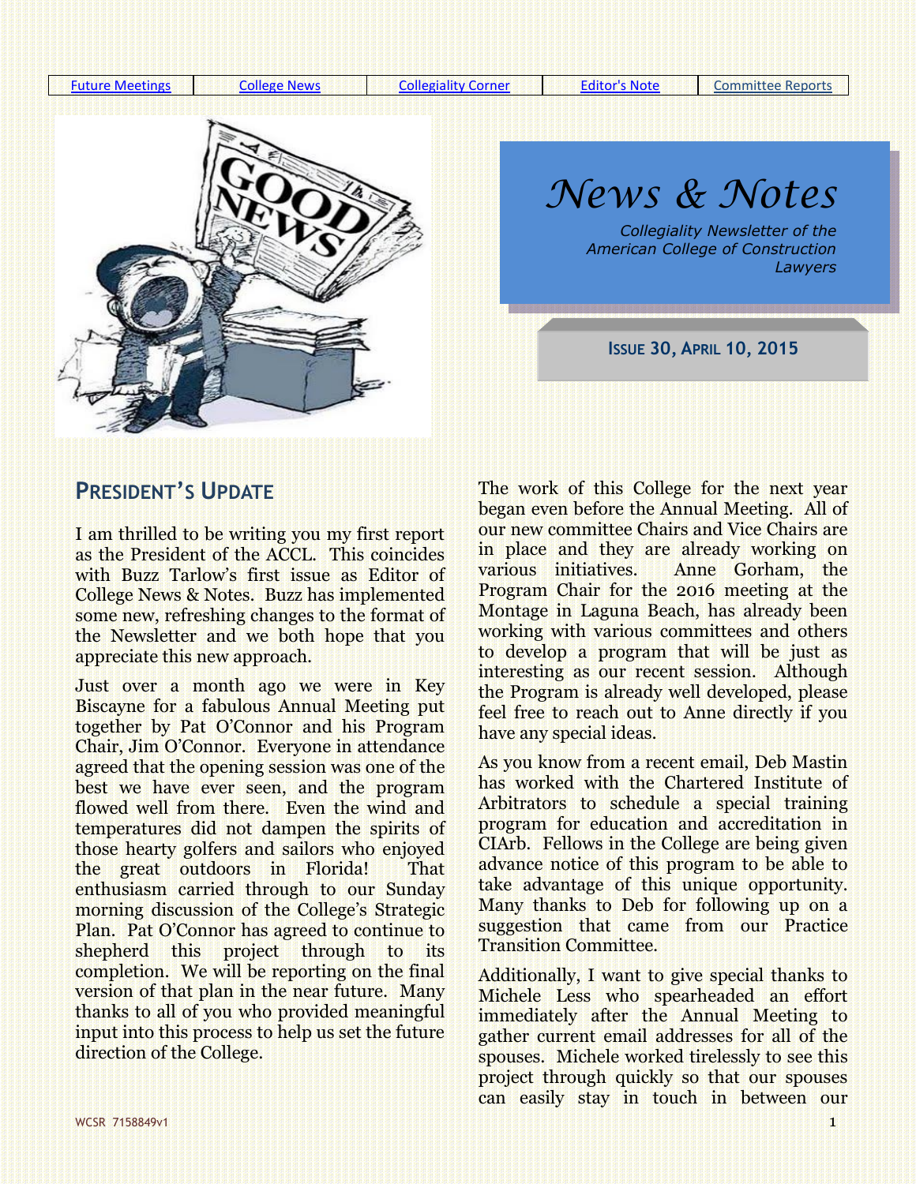| Future Meetings | College News | Collegiality Corner | Editor's Note | Committee Reports |
|---|---|---|---|---|

# News & Notes

*Collegiality Newsletter of the American College of Construction Lawyers*

**ISSUE 30, APRIL 10, 2015**

## PRESIDENT'S UPDATE

I am thrilled to be writing you my first report as the President of the ACCL. This coincides with Buzz Tarlow's first issue as Editor of College News & Notes. Buzz has implemented some new, refreshing changes to the format of the Newsletter and we both hope that you appreciate this new approach.

Just over a month ago we were in Key Biscayne for a fabulous Annual Meeting put together by Pat O'Connor and his Program Chair, Jim O'Connor. Everyone in attendance agreed that the opening session was one of the best we have ever seen, and the program flowed well from there. Even the wind and temperatures did not dampen the spirits of those hearty golfers and sailors who enjoyed the great outdoors in Florida! That enthusiasm carried through to our Sunday morning discussion of the College's Strategic Plan. Pat O'Connor has agreed to continue to shepherd this project through to its completion. We will be reporting on the final version of that plan in the near future. Many thanks to all of you who provided meaningful input into this process to help us set the future direction of the College.

The work of this College for the next year began even before the Annual Meeting. All of our new committee Chairs and Vice Chairs are in place and they are already working on various initiatives. Anne Gorham, the Program Chair for the 2016 meeting at the Montage in Laguna Beach, has already been working with various committees and others to develop a program that will be just as interesting as our recent session. Although the Program is already well developed, please feel free to reach out to Anne directly if you have any special ideas.

As you know from a recent email, Deb Mastin has worked with the Chartered Institute of Arbitrators to schedule a special training program for education and accreditation in CIArb. Fellows in the College are being given advance notice of this program to be able to take advantage of this unique opportunity. Many thanks to Deb for following up on a suggestion that came from our Practice Transition Committee.

Additionally, I want to give special thanks to Michele Less who spearheaded an effort immediately after the Annual Meeting to gather current email addresses for all of the spouses. Michele worked tirelessly to see this project through quickly so that our spouses can easily stay in touch in between our

WCSR 7158849v1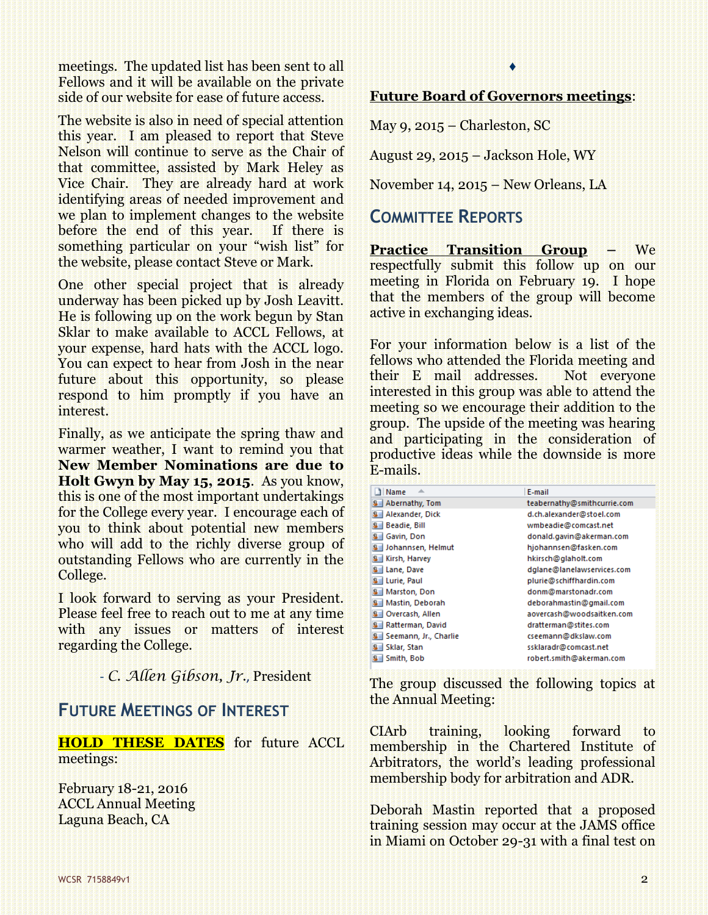meetings. The updated list has been sent to all Fellows and it will be available on the private side of our website for ease of future access.

The website is also in need of special attention this year. I am pleased to report that Steve Nelson will continue to serve as the Chair of that committee, assisted by Mark Heley as Vice Chair. They are already hard at work identifying areas of needed improvement and we plan to implement changes to the website before the end of this year. If there is something particular on your "wish list" for the website, please contact Steve or Mark.

One other special project that is already underway has been picked up by Josh Leavitt. He is following up on the work begun by Stan Sklar to make available to ACCL Fellows, at your expense, hard hats with the ACCL logo. You can expect to hear from Josh in the near future about this opportunity, so please respond to him promptly if you have an interest.

Finally, as we anticipate the spring thaw and warmer weather, I want to remind you that **New Member Nominations are due to Holt Gwyn by May 15, 2015**. As you know, this is one of the most important undertakings for the College every year. I encourage each of you to think about potential new members who will add to the richly diverse group of outstanding Fellows who are currently in the College.

I look forward to serving as your President. Please feel free to reach out to me at any time with any issues or matters of interest regarding the College.

- *C. Allen Gibson, Jr.*, President

## Future Meetings of Interest

**HOLD THESE DATES** for future ACCL meetings:

February 18-21, 2016
ACCL Annual Meeting
Laguna Beach, CA

♦

**Future Board of Governors meetings**:

May 9, 2015 – Charleston, SC

August 29, 2015 – Jackson Hole, WY

November 14, 2015 – New Orleans, LA

## Committee Reports

**Practice Transition Group** – We respectfully submit this follow up on our meeting in Florida on February 19. I hope that the members of the group will become active in exchanging ideas.

For your information below is a list of the fellows who attended the Florida meeting and their E mail addresses. Not everyone interested in this group was able to attend the meeting so we encourage their addition to the group. The upside of the meeting was hearing and participating in the consideration of productive ideas while the downside is more E-mails.

| Name | E-mail |
| --- | --- |
| Abernathy, Tom | teabernathy@smithcurrie.com |
| Alexander, Dick | d.ch.alexander@stoel.com |
| Beadie, Bill | wmbeadie@comcast.net |
| Gavin, Don | donald.gavin@akerman.com |
| Johannsen, Helmut | hjohannsen@fasken.com |
| Kirsh, Harvey | hkirsch@glaholt.com |
| Lane, Dave | dglane@lanelawservices.com |
| Lurie, Paul | plurie@schiffhardin.com |
| Marston, Don | donm@marstonadr.com |
| Mastin, Deborah | deborahmastin@gmail.com |
| Overcash, Allen | aovercash@woodsaitken.com |
| Ratterman, David | dratterman@stites.com |
| Seemann, Jr., Charlie | cseemann@dkslaw.com |
| Sklar, Stan | ssklaradr@comcast.net |
| Smith, Bob | robert.smith@akerman.com |

The group discussed the following topics at the Annual Meeting:

CIArb training, looking forward to membership in the Chartered Institute of Arbitrators, the world's leading professional membership body for arbitration and ADR.

Deborah Mastin reported that a proposed training session may occur at the JAMS office in Miami on October 29-31 with a final test on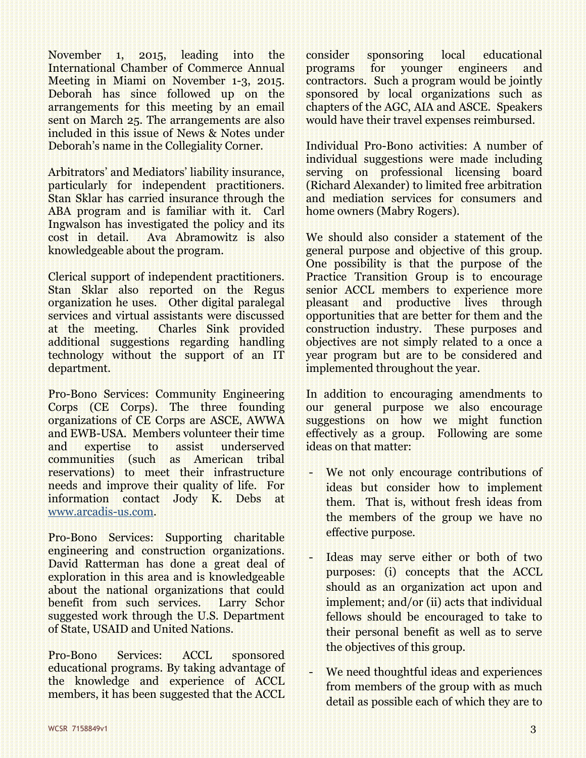November 1, 2015, leading into the International Chamber of Commerce Annual Meeting in Miami on November 1-3, 2015. Deborah has since followed up on the arrangements for this meeting by an email sent on March 25. The arrangements are also included in this issue of News & Notes under Deborah's name in the Collegiality Corner.

Arbitrators' and Mediators' liability insurance, particularly for independent practitioners. Stan Sklar has carried insurance through the ABA program and is familiar with it. Carl Ingwalson has investigated the policy and its cost in detail. Ava Abramowitz is also knowledgeable about the program.

Clerical support of independent practitioners. Stan Sklar also reported on the Regus organization he uses. Other digital paralegal services and virtual assistants were discussed at the meeting. Charles Sink provided additional suggestions regarding handling technology without the support of an IT department.

Pro-Bono Services: Community Engineering Corps (CE Corps). The three founding organizations of CE Corps are ASCE, AWWA and EWB-USA. Members volunteer their time and expertise to assist underserved communities (such as American tribal reservations) to meet their infrastructure needs and improve their quality of life. For information contact Jody K. Debs at www.arcadis-us.com.

Pro-Bono Services: Supporting charitable engineering and construction organizations. David Ratterman has done a great deal of exploration in this area and is knowledgeable about the national organizations that could benefit from such services. Larry Schor suggested work through the U.S. Department of State, USAID and United Nations.

Pro-Bono Services: ACCL sponsored educational programs. By taking advantage of the knowledge and experience of ACCL members, it has been suggested that the ACCL consider sponsoring local educational programs for younger engineers and contractors. Such a program would be jointly sponsored by local organizations such as chapters of the AGC, AIA and ASCE. Speakers would have their travel expenses reimbursed.

Individual Pro-Bono activities: A number of individual suggestions were made including serving on professional licensing board (Richard Alexander) to limited free arbitration and mediation services for consumers and home owners (Mabry Rogers).

We should also consider a statement of the general purpose and objective of this group. One possibility is that the purpose of the Practice Transition Group is to encourage senior ACCL members to experience more pleasant and productive lives through opportunities that are better for them and the construction industry. These purposes and objectives are not simply related to a once a year program but are to be considered and implemented throughout the year.

In addition to encouraging amendments to our general purpose we also encourage suggestions on how we might function effectively as a group. Following are some ideas on that matter:

- We not only encourage contributions of ideas but consider how to implement them. That is, without fresh ideas from the members of the group we have no effective purpose.

- Ideas may serve either or both of two purposes: (i) concepts that the ACCL should as an organization act upon and implement; and/or (ii) acts that individual fellows should be encouraged to take to their personal benefit as well as to serve the objectives of this group.

- We need thoughtful ideas and experiences from members of the group with as much detail as possible each of which they are to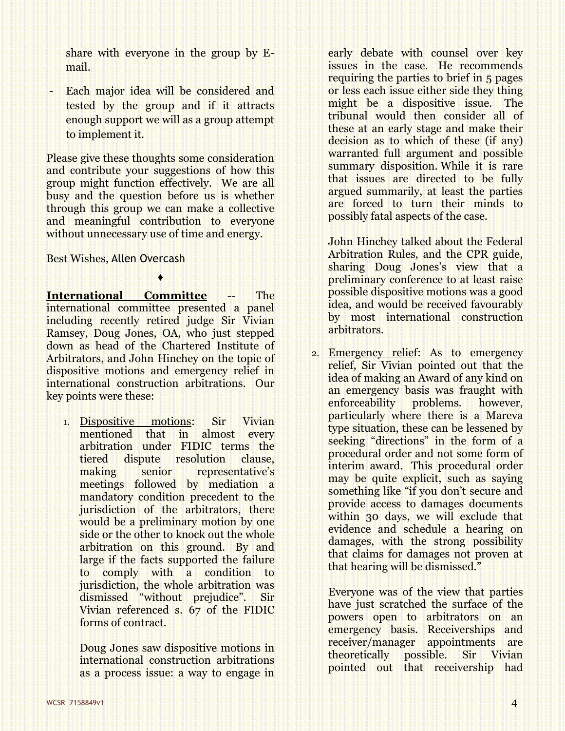share with everyone in the group by E-mail.

- Each major idea will be considered and tested by the group and if it attracts enough support we will as a group attempt to implement it.

Please give these thoughts some consideration and contribute your suggestions of how this group might function effectively. We are all busy and the question before us is whether through this group we can make a collective and meaningful contribution to everyone without unnecessary use of time and energy.

Best Wishes, Allen Overcash

♦

**International Committee** -- The international committee presented a panel including recently retired judge Sir Vivian Ramsey, Doug Jones, OA, who just stepped down as head of the Chartered Institute of Arbitrators, and John Hinchey on the topic of dispositive motions and emergency relief in international construction arbitrations. Our key points were these:

1. Dispositive motions: Sir Vivian mentioned that in almost every arbitration under FIDIC terms the tiered dispute resolution clause, making senior representative's meetings followed by mediation a mandatory condition precedent to the jurisdiction of the arbitrators, there would be a preliminary motion by one side or the other to knock out the whole arbitration on this ground. By and large if the facts supported the failure to comply with a condition to jurisdiction, the whole arbitration was dismissed "without prejudice". Sir Vivian referenced s. 67 of the FIDIC forms of contract.

   Doug Jones saw dispositive motions in international construction arbitrations as a process issue: a way to engage in early debate with counsel over key issues in the case. He recommends requiring the parties to brief in 5 pages or less each issue either side they thing might be a dispositive issue. The tribunal would then consider all of these at an early stage and make their decision as to which of these (if any) warranted full argument and possible summary disposition. While it is rare that issues are directed to be fully argued summarily, at least the parties are forced to turn their minds to possibly fatal aspects of the case.

   John Hinchey talked about the Federal Arbitration Rules, and the CPR guide, sharing Doug Jones's view that a preliminary conference to at least raise possible dispositive motions was a good idea, and would be received favourably by most international construction arbitrators.

2. Emergency relief: As to emergency relief, Sir Vivian pointed out that the idea of making an Award of any kind on an emergency basis was fraught with enforceability problems. however, particularly where there is a Mareva type situation, these can be lessened by seeking "directions" in the form of a procedural order and not some form of interim award. This procedural order may be quite explicit, such as saying something like "if you don't secure and provide access to damages documents within 30 days, we will exclude that evidence and schedule a hearing on damages, with the strong possibility that claims for damages not proven at that hearing will be dismissed."

   Everyone was of the view that parties have just scratched the surface of the powers open to arbitrators on an emergency basis. Receiverships and receiver/manager appointments are theoretically possible. Sir Vivian pointed out that receivership had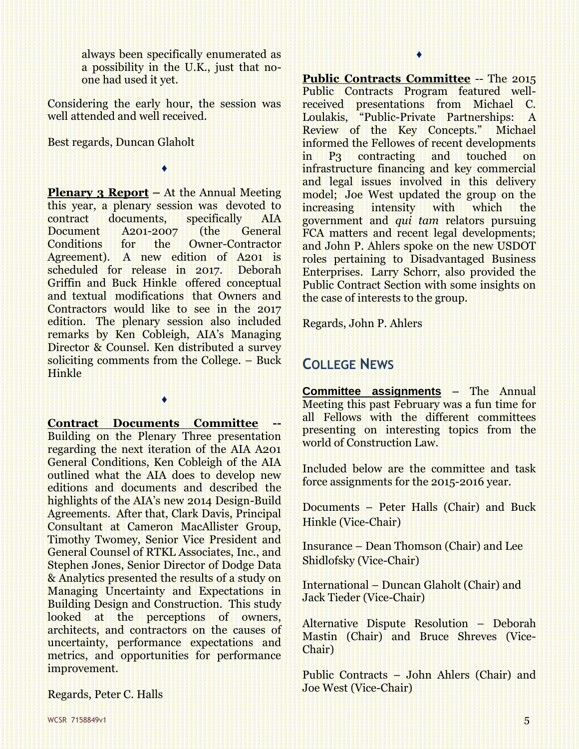always been specifically enumerated as a possibility in the U.K., just that no-one had used it yet.

Considering the early hour, the session was well attended and well received.

Best regards, Duncan Glaholt

♦

**Plenary 3 Report** – At the Annual Meeting this year, a plenary session was devoted to contract documents, specifically AIA Document A201-2007 (the General Conditions for the Owner-Contractor Agreement). A new edition of A201 is scheduled for release in 2017. Deborah Griffin and Buck Hinkle offered conceptual and textual modifications that Owners and Contractors would like to see in the 2017 edition. The plenary session also included remarks by Ken Cobleigh, AIA's Managing Director & Counsel. Ken distributed a survey soliciting comments from the College. – Buck Hinkle

♦

**Contract Documents Committee** -- Building on the Plenary Three presentation regarding the next iteration of the AIA A201 General Conditions, Ken Cobleigh of the AIA outlined what the AIA does to develop new editions and documents and described the highlights of the AIA's new 2014 Design-Build Agreements. After that, Clark Davis, Principal Consultant at Cameron MacAllister Group, Timothy Twomey, Senior Vice President and General Counsel of RTKL Associates, Inc., and Stephen Jones, Senior Director of Dodge Data & Analytics presented the results of a study on Managing Uncertainty and Expectations in Building Design and Construction. This study looked at the perceptions of owners, architects, and contractors on the causes of uncertainty, performance expectations and metrics, and opportunities for performance improvement.

Regards, Peter C. Halls

♦

**Public Contracts Committee** -- The 2015 Public Contracts Program featured well-received presentations from Michael C. Loulakis, "Public-Private Partnerships: A Review of the Key Concepts." Michael informed the Fellowes of recent developments in P3 contracting and touched on infrastructure financing and key commercial and legal issues involved in this delivery model; Joe West updated the group on the increasing intensity with which the government and *qui tam* relators pursuing FCA matters and recent legal developments; and John P. Ahlers spoke on the new USDOT roles pertaining to Disadvantaged Business Enterprises. Larry Schorr, also provided the Public Contract Section with some insights on the case of interests to the group.

Regards, John P. Ahlers

## College News

**Committee assignments** – The Annual Meeting this past February was a fun time for all Fellows with the different committees presenting on interesting topics from the world of Construction Law.

Included below are the committee and task force assignments for the 2015-2016 year.

Documents – Peter Halls (Chair) and Buck Hinkle (Vice-Chair)

Insurance – Dean Thomson (Chair) and Lee Shidlofsky (Vice-Chair)

International – Duncan Glaholt (Chair) and Jack Tieder (Vice-Chair)

Alternative Dispute Resolution – Deborah Mastin (Chair) and Bruce Shreves (Vice-Chair)

Public Contracts – John Ahlers (Chair) and Joe West (Vice-Chair)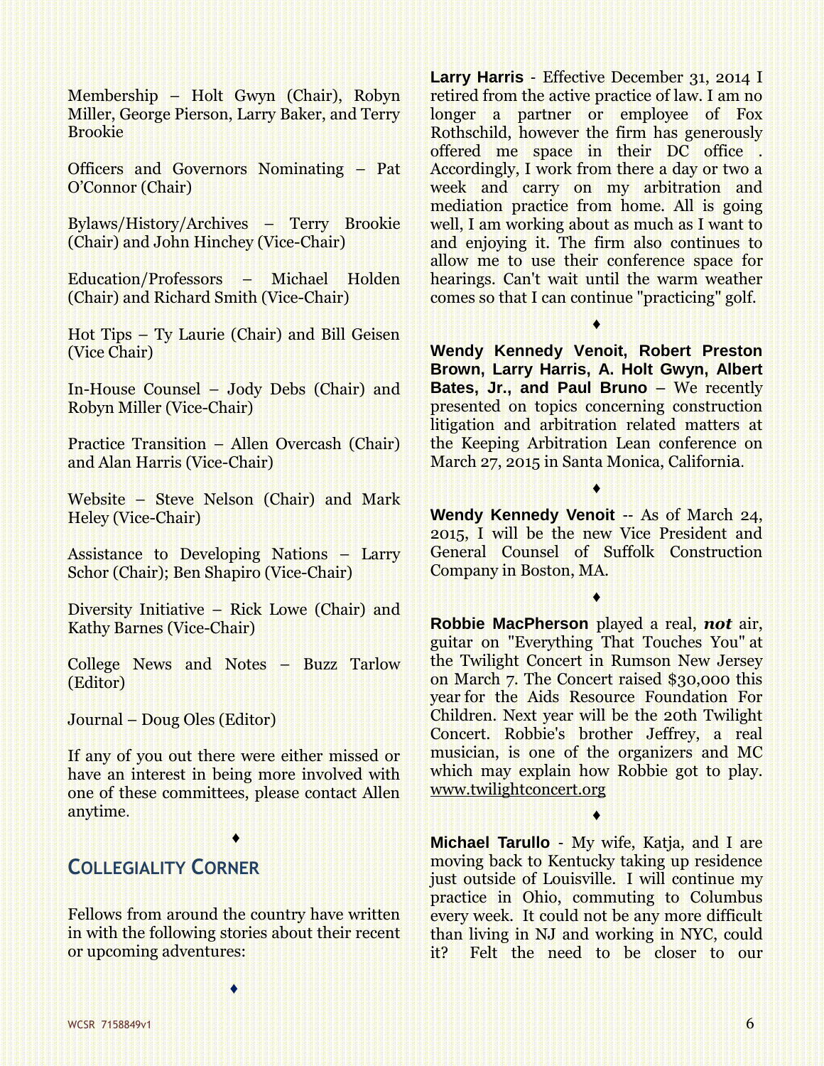Membership – Holt Gwyn (Chair), Robyn Miller, George Pierson, Larry Baker, and Terry Brookie

Officers and Governors Nominating – Pat O'Connor (Chair)

Bylaws/History/Archives – Terry Brookie (Chair) and John Hinchey (Vice-Chair)

Education/Professors – Michael Holden (Chair) and Richard Smith (Vice-Chair)

Hot Tips – Ty Laurie (Chair) and Bill Geisen (Vice Chair)

In-House Counsel – Jody Debs (Chair) and Robyn Miller (Vice-Chair)

Practice Transition – Allen Overcash (Chair) and Alan Harris (Vice-Chair)

Website – Steve Nelson (Chair) and Mark Heley (Vice-Chair)

Assistance to Developing Nations – Larry Schor (Chair); Ben Shapiro (Vice-Chair)

Diversity Initiative – Rick Lowe (Chair) and Kathy Barnes (Vice-Chair)

College News and Notes – Buzz Tarlow (Editor)

Journal – Doug Oles (Editor)

If any of you out there were either missed or have an interest in being more involved with one of these committees, please contact Allen anytime.

♦

## COLLEGIALITY CORNER

Fellows from around the country have written in with the following stories about their recent or upcoming adventures:

♦

**Larry Harris** - Effective December 31, 2014 I retired from the active practice of law. I am no longer a partner or employee of Fox Rothschild, however the firm has generously offered me space in their DC office . Accordingly, I work from there a day or two a week and carry on my arbitration and mediation practice from home. All is going well, I am working about as much as I want to and enjoying it. The firm also continues to allow me to use their conference space for hearings. Can't wait until the warm weather comes so that I can continue "practicing" golf.

♦

**Wendy Kennedy Venoit, Robert Preston Brown, Larry Harris, A. Holt Gwyn, Albert Bates, Jr., and Paul Bruno** – We recently presented on topics concerning construction litigation and arbitration related matters at the Keeping Arbitration Lean conference on March 27, 2015 in Santa Monica, California.

♦

**Wendy Kennedy Venoit** -- As of March 24, 2015, I will be the new Vice President and General Counsel of Suffolk Construction Company in Boston, MA.

♦

**Robbie MacPherson** played a real, ***not*** air, guitar on "Everything That Touches You" at the Twilight Concert in Rumson New Jersey on March 7. The Concert raised $30,000 this year for the Aids Resource Foundation For Children. Next year will be the 20th Twilight Concert. Robbie's brother Jeffrey, a real musician, is one of the organizers and MC which may explain how Robbie got to play. www.twilightconcert.org

♦

**Michael Tarullo** - My wife, Katja, and I are moving back to Kentucky taking up residence just outside of Louisville. I will continue my practice in Ohio, commuting to Columbus every week. It could not be any more difficult than living in NJ and working in NYC, could it? Felt the need to be closer to our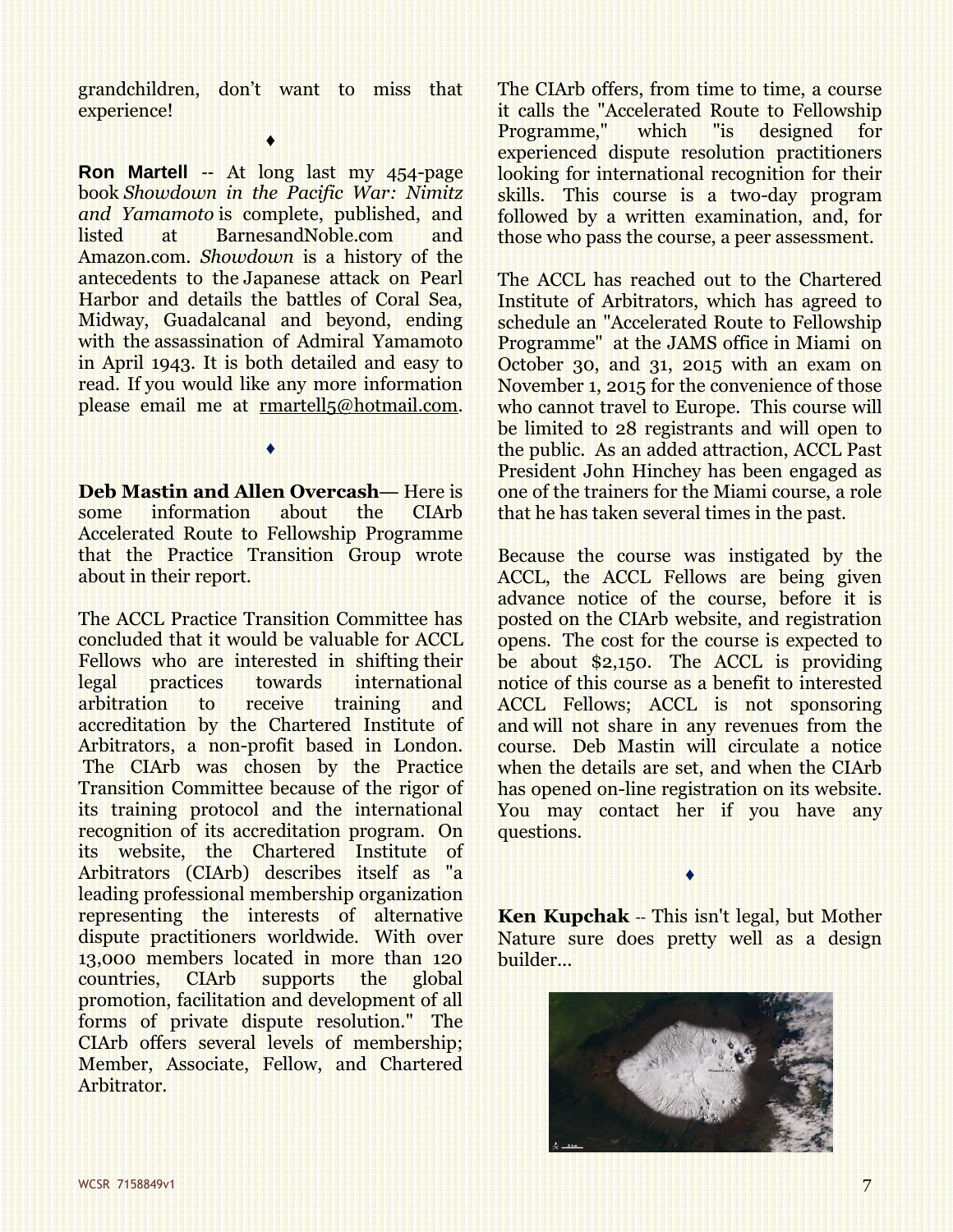grandchildren, don't want to miss that experience!

♦

**Ron Martell** -- At long last my 454-page book *Showdown in the Pacific War: Nimitz and Yamamoto* is complete, published, and listed at BarnesandNoble.com and Amazon.com. *Showdown* is a history of the antecedents to the Japanese attack on Pearl Harbor and details the battles of Coral Sea, Midway, Guadalcanal and beyond, ending with the assassination of Admiral Yamamoto in April 1943. It is both detailed and easy to read. If you would like any more information please email me at rmartell5@hotmail.com.

♦

**Deb Mastin and Allen Overcash**— Here is some information about the CIArb Accelerated Route to Fellowship Programme that the Practice Transition Group wrote about in their report.

The ACCL Practice Transition Committee has concluded that it would be valuable for ACCL Fellows who are interested in shifting their legal practices towards international arbitration to receive training and accreditation by the Chartered Institute of Arbitrators, a non-profit based in London. The CIArb was chosen by the Practice Transition Committee because of the rigor of its training protocol and the international recognition of its accreditation program. On its website, the Chartered Institute of Arbitrators (CIArb) describes itself as "a leading professional membership organization representing the interests of alternative dispute practitioners worldwide. With over 13,000 members located in more than 120 countries, CIArb supports the global promotion, facilitation and development of all forms of private dispute resolution." The CIArb offers several levels of membership; Member, Associate, Fellow, and Chartered Arbitrator.

The CIArb offers, from time to time, a course it calls the "Accelerated Route to Fellowship Programme," which "is designed for experienced dispute resolution practitioners looking for international recognition for their skills. This course is a two-day program followed by a written examination, and, for those who pass the course, a peer assessment.

The ACCL has reached out to the Chartered Institute of Arbitrators, which has agreed to schedule an "Accelerated Route to Fellowship Programme" at the JAMS office in Miami on October 30, and 31, 2015 with an exam on November 1, 2015 for the convenience of those who cannot travel to Europe. This course will be limited to 28 registrants and will open to the public. As an added attraction, ACCL Past President John Hinchey has been engaged as one of the trainers for the Miami course, a role that he has taken several times in the past.

Because the course was instigated by the ACCL, the ACCL Fellows are being given advance notice of the course, before it is posted on the CIArb website, and registration opens. The cost for the course is expected to be about $2,150. The ACCL is providing notice of this course as a benefit to interested ACCL Fellows; ACCL is not sponsoring and will not share in any revenues from the course. Deb Mastin will circulate a notice when the details are set, and when the CIArb has opened on-line registration on its website. You may contact her if you have any questions.

♦

**Ken Kupchak** -- This isn't legal, but Mother Nature sure does pretty well as a design builder...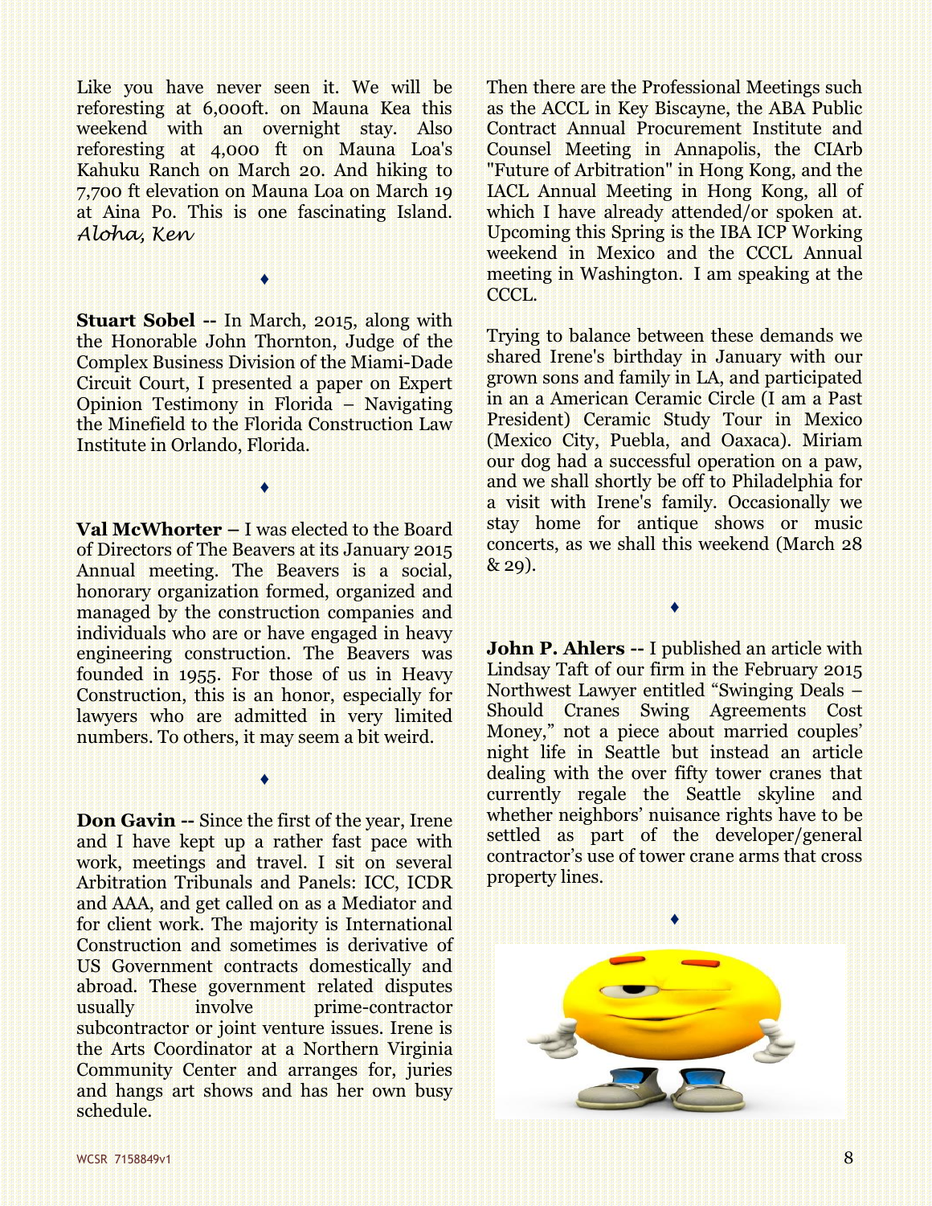Like you have never seen it. We will be reforesting at 6,000ft. on Mauna Kea this weekend with an overnight stay. Also reforesting at 4,000 ft on Mauna Loa's Kahuku Ranch on March 20. And hiking to 7,700 ft elevation on Mauna Loa on March 19 at Aina Po. This is one fascinating Island. *Aloha, Ken*

♦

**Stuart Sobel --** In March, 2015, along with the Honorable John Thornton, Judge of the Complex Business Division of the Miami-Dade Circuit Court, I presented a paper on Expert Opinion Testimony in Florida – Navigating the Minefield to the Florida Construction Law Institute in Orlando, Florida.

♦

**Val McWhorter –** I was elected to the Board of Directors of The Beavers at its January 2015 Annual meeting. The Beavers is a social, honorary organization formed, organized and managed by the construction companies and individuals who are or have engaged in heavy engineering construction. The Beavers was founded in 1955. For those of us in Heavy Construction, this is an honor, especially for lawyers who are admitted in very limited numbers. To others, it may seem a bit weird.

♦

**Don Gavin --** Since the first of the year, Irene and I have kept up a rather fast pace with work, meetings and travel. I sit on several Arbitration Tribunals and Panels: ICC, ICDR and AAA, and get called on as a Mediator and for client work. The majority is International Construction and sometimes is derivative of US Government contracts domestically and abroad. These government related disputes usually involve prime-contractor subcontractor or joint venture issues. Irene is the Arts Coordinator at a Northern Virginia Community Center and arranges for, juries and hangs art shows and has her own busy schedule.

Then there are the Professional Meetings such as the ACCL in Key Biscayne, the ABA Public Contract Annual Procurement Institute and Counsel Meeting in Annapolis, the CIArb "Future of Arbitration" in Hong Kong, and the IACL Annual Meeting in Hong Kong, all of which I have already attended/or spoken at. Upcoming this Spring is the IBA ICP Working weekend in Mexico and the CCCL Annual meeting in Washington. I am speaking at the CCCL.

Trying to balance between these demands we shared Irene's birthday in January with our grown sons and family in LA, and participated in an a American Ceramic Circle (I am a Past President) Ceramic Study Tour in Mexico (Mexico City, Puebla, and Oaxaca). Miriam our dog had a successful operation on a paw, and we shall shortly be off to Philadelphia for a visit with Irene's family. Occasionally we stay home for antique shows or music concerts, as we shall this weekend (March 28 & 29).

♦

**John P. Ahlers --** I published an article with Lindsay Taft of our firm in the February 2015 Northwest Lawyer entitled "Swinging Deals – Should Cranes Swing Agreements Cost Money," not a piece about married couples' night life in Seattle but instead an article dealing with the over fifty tower cranes that currently regale the Seattle skyline and whether neighbors' nuisance rights have to be settled as part of the developer/general contractor's use of tower crane arms that cross property lines.

♦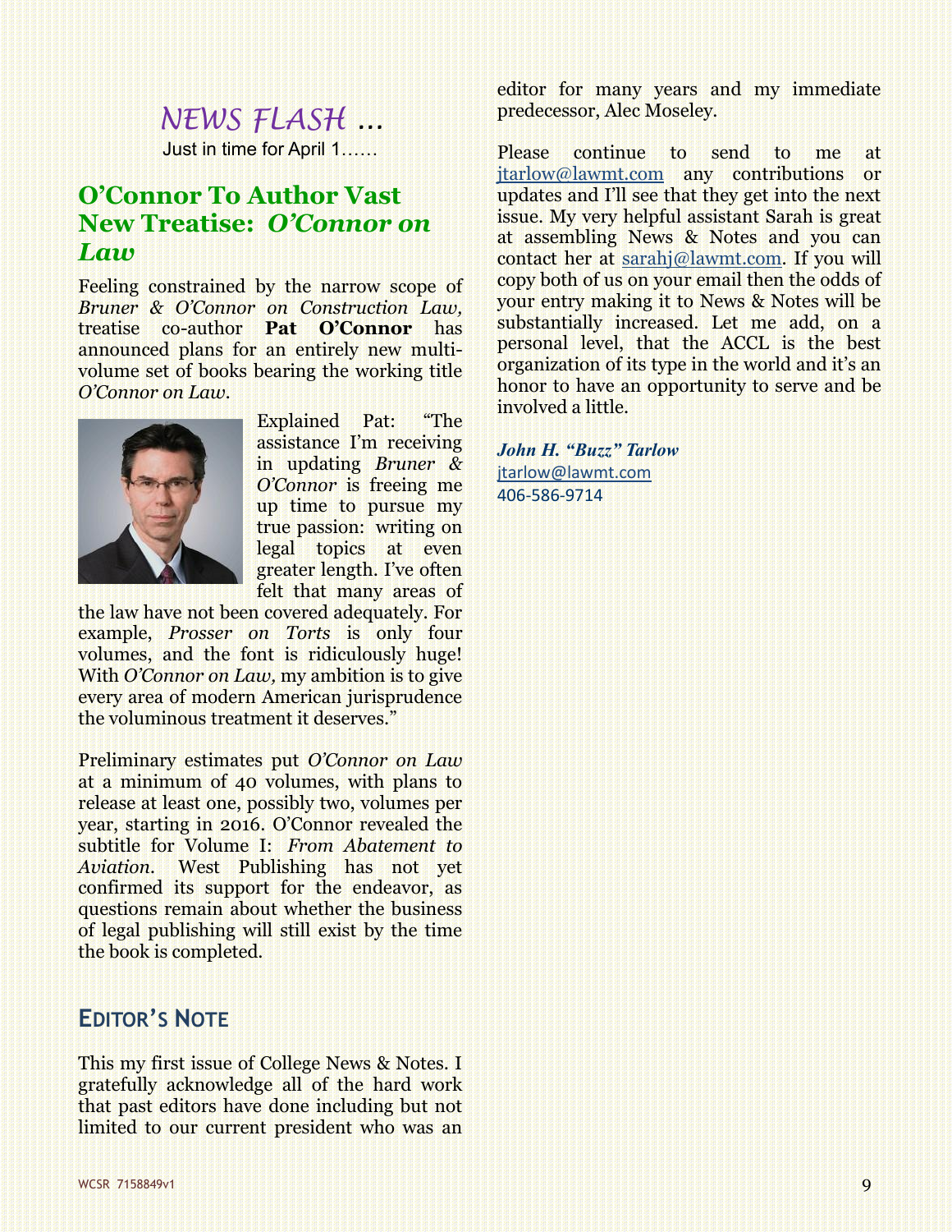## *NEWS FLASH* …

Just in time for April 1……

## O'Connor To Author Vast New Treatise: *O'Connor on Law*

Feeling constrained by the narrow scope of *Bruner & O'Connor on Construction Law,* treatise co-author **Pat O'Connor** has announced plans for an entirely new multi-volume set of books bearing the working title *O'Connor on Law*.

Explained Pat: "The assistance I'm receiving in updating *Bruner & O'Connor* is freeing me up time to pursue my true passion: writing on legal topics at even greater length. I've often felt that many areas of the law have not been covered adequately. For example, *Prosser on Torts* is only four volumes, and the font is ridiculously huge! With *O'Connor on Law,* my ambition is to give every area of modern American jurisprudence the voluminous treatment it deserves."

Preliminary estimates put *O'Connor on Law* at a minimum of 40 volumes, with plans to release at least one, possibly two, volumes per year, starting in 2016. O'Connor revealed the subtitle for Volume I: *From Abatement to Aviation.* West Publishing has not yet confirmed its support for the endeavor, as questions remain about whether the business of legal publishing will still exist by the time the book is completed.

## Editor's Note

This my first issue of College News & Notes. I gratefully acknowledge all of the hard work that past editors have done including but not limited to our current president who was an editor for many years and my immediate predecessor, Alec Moseley.

Please continue to send to me at jtarlow@lawmt.com any contributions or updates and I'll see that they get into the next issue. My very helpful assistant Sarah is great at assembling News & Notes and you can contact her at sarahj@lawmt.com. If you will copy both of us on your email then the odds of your entry making it to News & Notes will be substantially increased. Let me add, on a personal level, that the ACCL is the best organization of its type in the world and it's an honor to have an opportunity to serve and be involved a little.

***John H. "Buzz" Tarlow***
jtarlow@lawmt.com
406-586-9714

WCSR 7158849v1